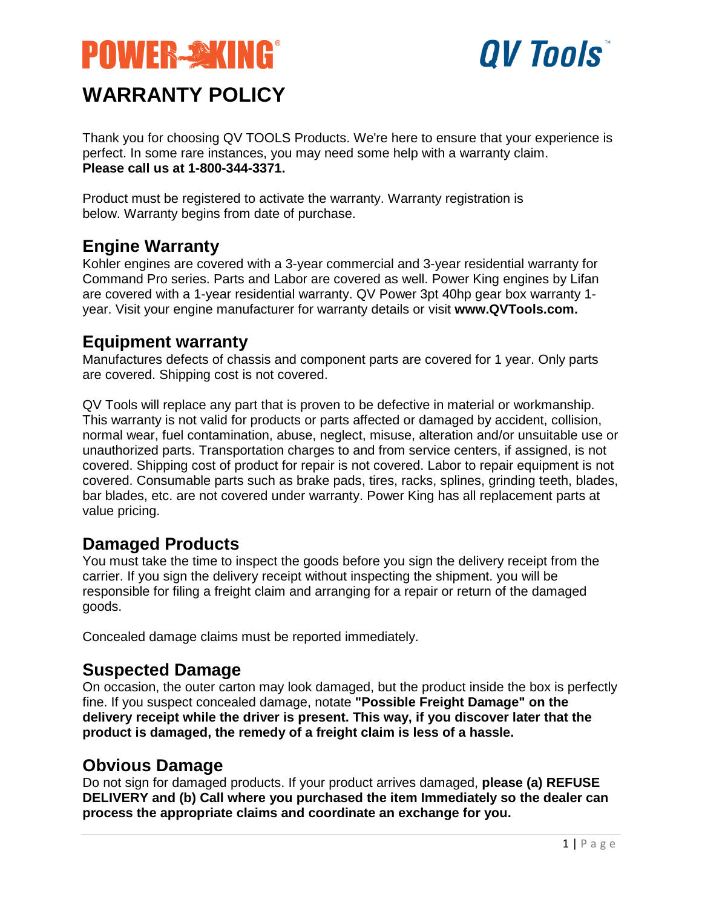POWER KING® QV Tools™

# WARRANTY POLICY

Thank you for choosing QV TOOLS Products. We're here to ensure that your experience is perfect. In some rare instances, you may need some help with a warranty claim.
**Please call us at 1-800-344-3371.**

Product must be registered to activate the warranty. Warranty registration is below. Warranty begins from date of purchase.

## Engine Warranty

Kohler engines are covered with a 3-year commercial and 3-year residential warranty for Command Pro series. Parts and Labor are covered as well. Power King engines by Lifan are covered with a 1-year residential warranty. QV Power 3pt 40hp gear box warranty 1-year. Visit your engine manufacturer for warranty details or visit **www.QVTools.com.**

## Equipment warranty

Manufactures defects of chassis and component parts are covered for 1 year. Only parts are covered. Shipping cost is not covered.

QV Tools will replace any part that is proven to be defective in material or workmanship. This warranty is not valid for products or parts affected or damaged by accident, collision, normal wear, fuel contamination, abuse, neglect, misuse, alteration and/or unsuitable use or unauthorized parts. Transportation charges to and from service centers, if assigned, is not covered. Shipping cost of product for repair is not covered. Labor to repair equipment is not covered. Consumable parts such as brake pads, tires, racks, splines, grinding teeth, blades, bar blades, etc. are not covered under warranty. Power King has all replacement parts at value pricing.

## Damaged Products

You must take the time to inspect the goods before you sign the delivery receipt from the carrier. If you sign the delivery receipt without inspecting the shipment. you will be responsible for filing a freight claim and arranging for a repair or return of the damaged goods.

Concealed damage claims must be reported immediately.

## Suspected Damage

On occasion, the outer carton may look damaged, but the product inside the box is perfectly fine. If you suspect concealed damage, notate **"Possible Freight Damage" on the delivery receipt while the driver is present. This way, if you discover later that the product is damaged, the remedy of a freight claim is less of a hassle.**

## Obvious Damage

Do not sign for damaged products. If your product arrives damaged, **please (a) REFUSE DELIVERY and (b) Call where you purchased the item Immediately so the dealer can process the appropriate claims and coordinate an exchange for you.**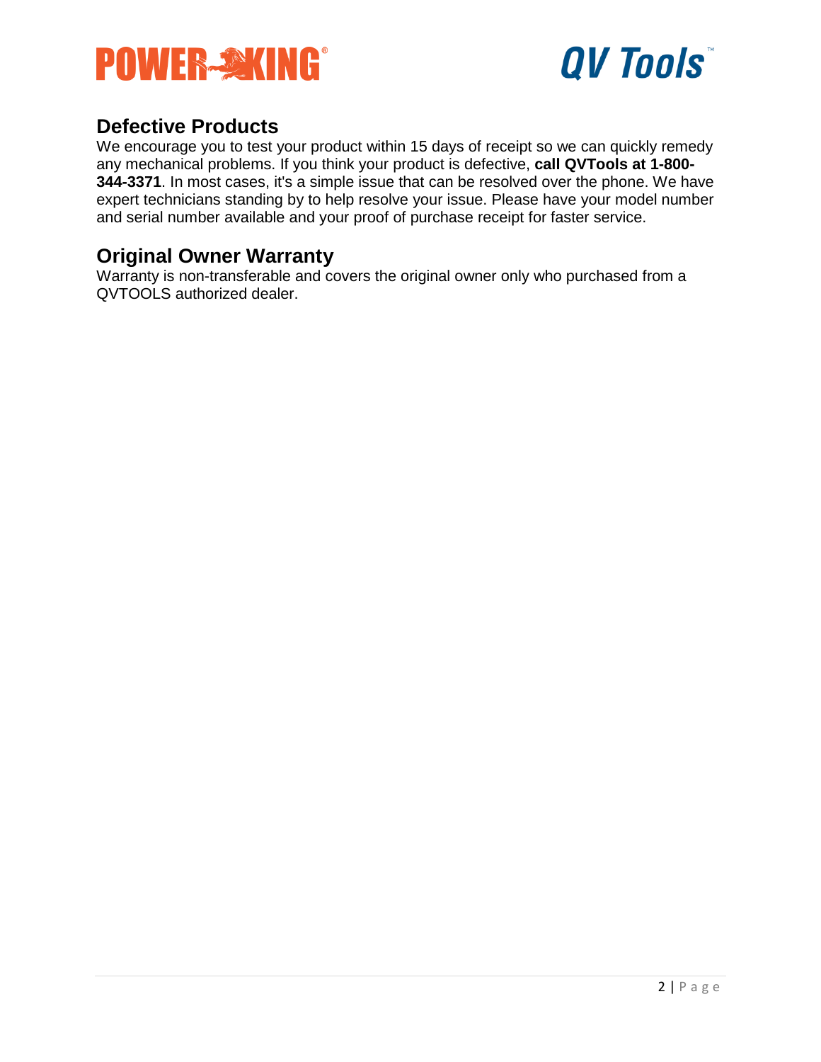## Defective Products

We encourage you to test your product within 15 days of receipt so we can quickly remedy any mechanical problems. If you think your product is defective, **call QVTools at 1-800-344-3371**. In most cases, it's a simple issue that can be resolved over the phone. We have expert technicians standing by to help resolve your issue. Please have your model number and serial number available and your proof of purchase receipt for faster service.

## Original Owner Warranty

Warranty is non-transferable and covers the original owner only who purchased from a QVTOOLS authorized dealer.